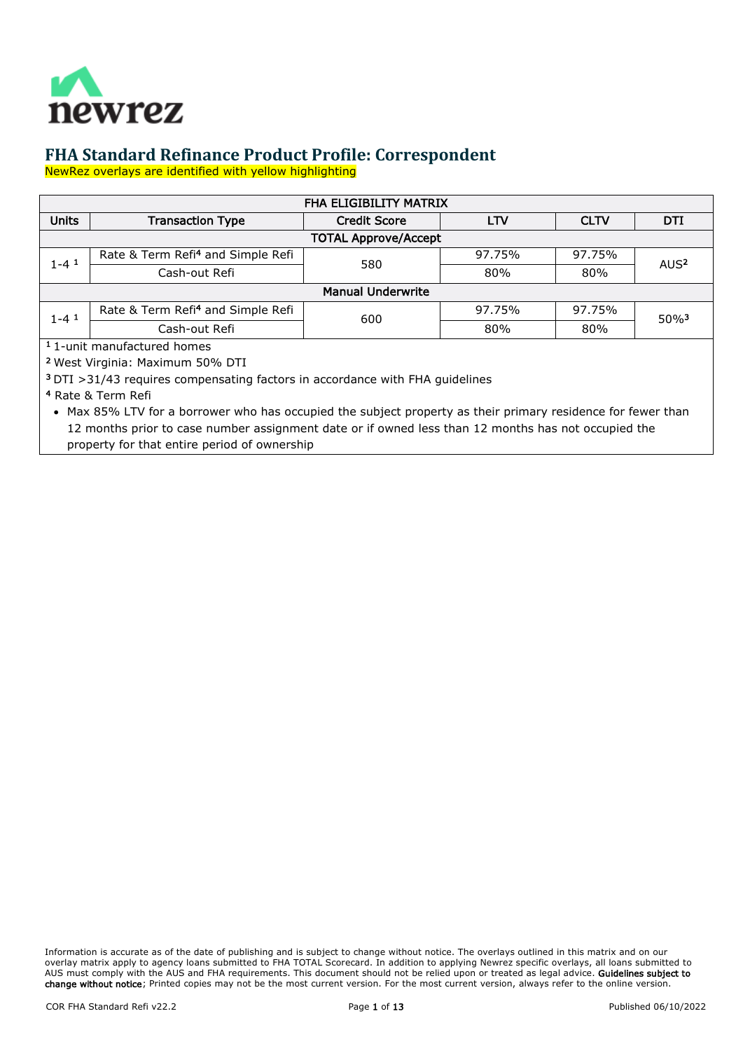# FHA Standard Refinance Product Profile: Correspondent

NewRez overlays are identified with yellow highlighting

| FHA ELIGIBILITY MATRIX | | | | | |
|---|---|---|---|---|---|
| Units | Transaction Type | Credit Score | LTV | CLTV | DTI |
| TOTAL Approve/Accept | | | | | |
| 1-4 [1] | Rate & Term Refi[4] and Simple Refi | 580 | 97.75% | 97.75% | AUS[2] |
| | Cash-out Refi | | 80% | 80% | |
| Manual Underwrite | | | | | |
| 1-4 [1] | Rate & Term Refi[4] and Simple Refi | 600 | 97.75% | 97.75% | 50%[3] |
| | Cash-out Refi | | 80% | 80% | |

[1] 1-unit manufactured homes

[2] West Virginia: Maximum 50% DTI

[3] DTI >31/43 requires compensating factors in accordance with FHA guidelines

[4] Rate & Term Refi

- Max 85% LTV for a borrower who has occupied the subject property as their primary residence for fewer than 12 months prior to case number assignment date or if owned less than 12 months has not occupied the property for that entire period of ownership

Information is accurate as of the date of publishing and is subject to change without notice. The overlays outlined in this matrix and on our overlay matrix apply to agency loans submitted to FHA TOTAL Scorecard. In addition to applying Newrez specific overlays, all loans submitted to AUS must comply with the AUS and FHA requirements. This document should not be relied upon or treated as legal advice. **Guidelines subject to change without notice**; Printed copies may not be the most current version. For the most current version, always refer to the online version.

COR FHA Standard Refi v22.2 | Published 06/10/2022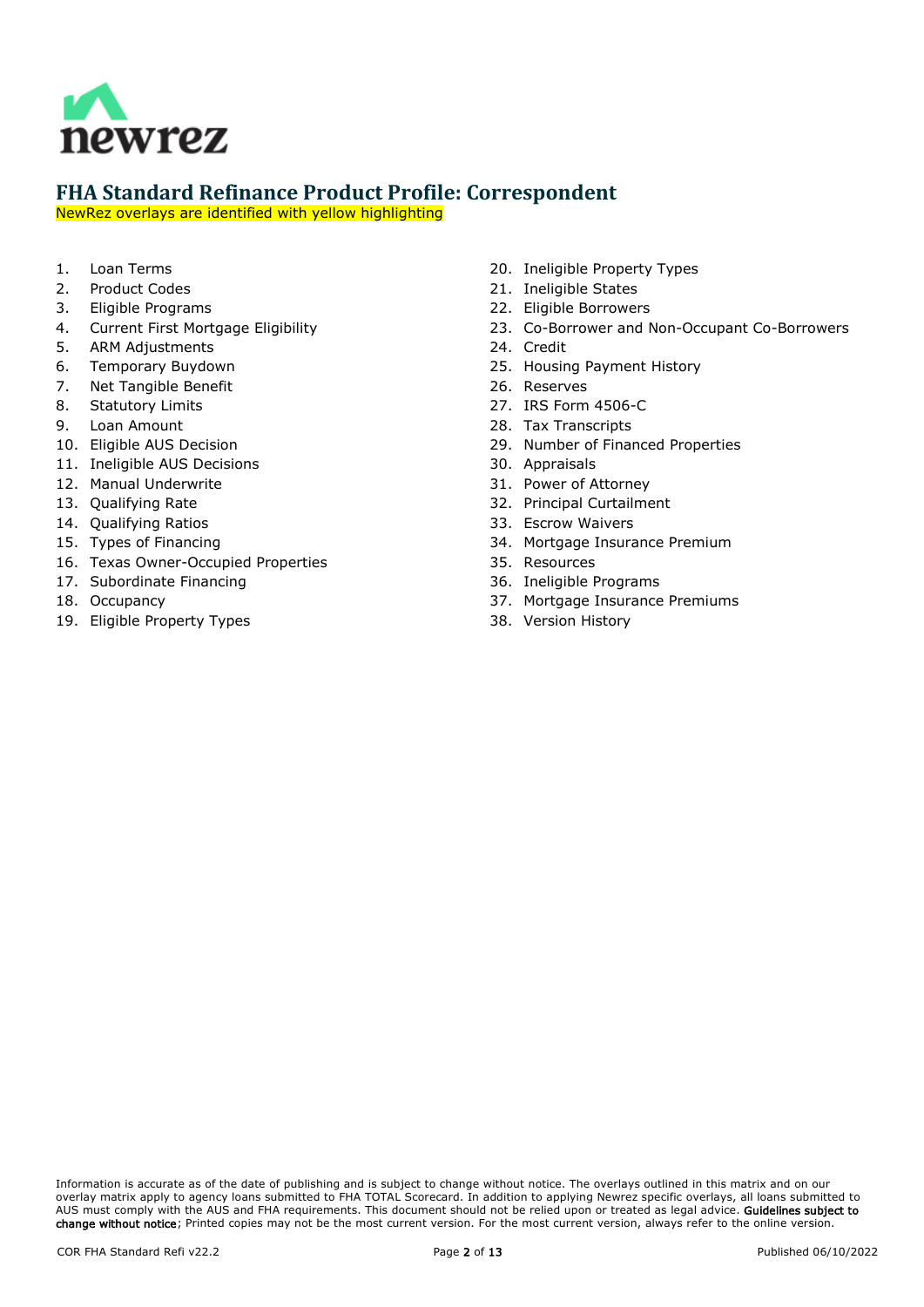# FHA Standard Refinance Product Profile: Correspondent

NewRez overlays are identified with yellow highlighting

1. Loan Terms
2. Product Codes
3. Eligible Programs
4. Current First Mortgage Eligibility
5. ARM Adjustments
6. Temporary Buydown
7. Net Tangible Benefit
8. Statutory Limits
9. Loan Amount
10. Eligible AUS Decision
11. Ineligible AUS Decisions
12. Manual Underwrite
13. Qualifying Rate
14. Qualifying Ratios
15. Types of Financing
16. Texas Owner-Occupied Properties
17. Subordinate Financing
18. Occupancy
19. Eligible Property Types
20. Ineligible Property Types
21. Ineligible States
22. Eligible Borrowers
23. Co-Borrower and Non-Occupant Co-Borrowers
24. Credit
25. Housing Payment History
26. Reserves
27. IRS Form 4506-C
28. Tax Transcripts
29. Number of Financed Properties
30. Appraisals
31. Power of Attorney
32. Principal Curtailment
33. Escrow Waivers
34. Mortgage Insurance Premium
35. Resources
36. Ineligible Programs
37. Mortgage Insurance Premiums
38. Version History

Information is accurate as of the date of publishing and is subject to change without notice. The overlays outlined in this matrix and on our overlay matrix apply to agency loans submitted to FHA TOTAL Scorecard. In addition to applying Newrez specific overlays, all loans submitted to AUS must comply with the AUS and FHA requirements. This document should not be relied upon or treated as legal advice. **Guidelines subject to change without notice**; Printed copies may not be the most current version. For the most current version, always refer to the online version.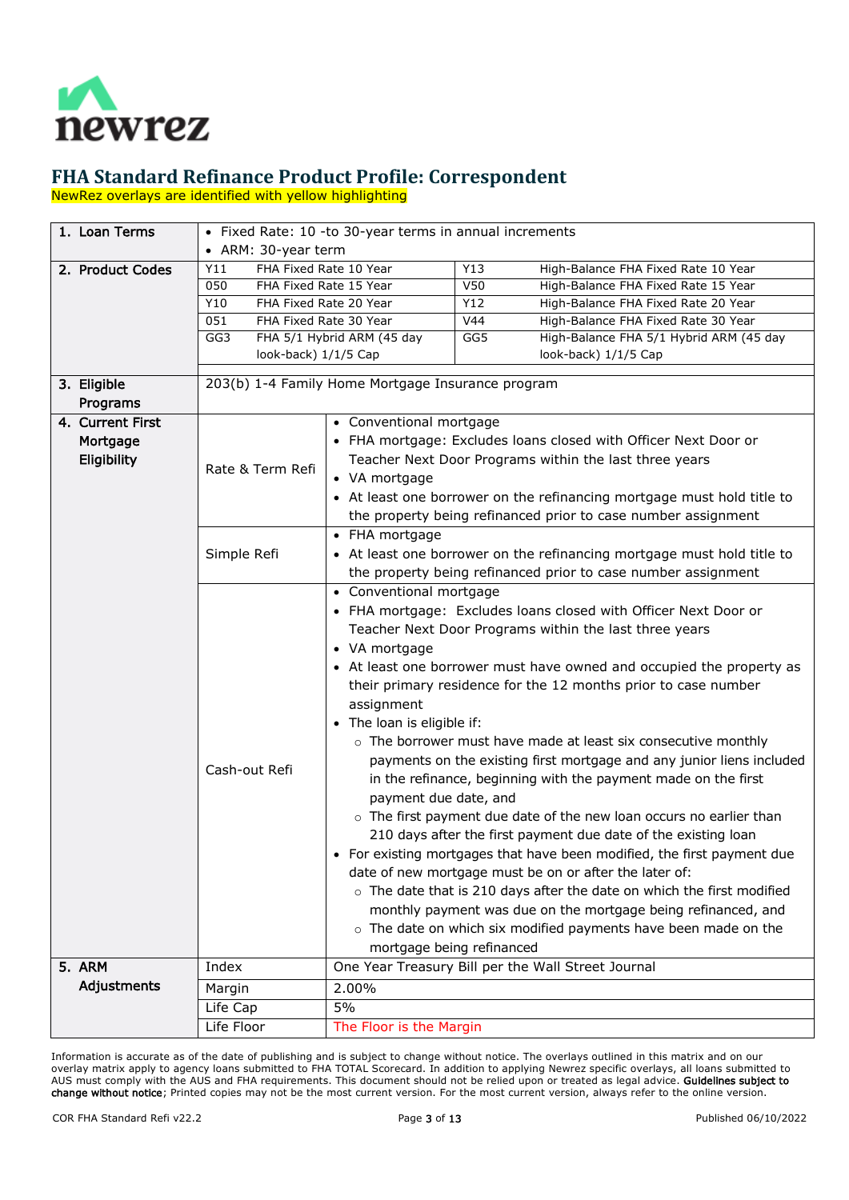newrez

# FHA Standard Refinance Product Profile: Correspondent

NewRez overlays are identified with yellow highlighting

| | | |
|---|---|---|
| **1. Loan Terms** | • Fixed Rate: 10 -to 30-year terms in annual increments<br>• ARM: 30-year term | |
| **2. Product Codes** | Y11 FHA Fixed Rate 10 Year<br>050 FHA Fixed Rate 15 Year<br>Y10 FHA Fixed Rate 20 Year<br>051 FHA Fixed Rate 30 Year<br>GG3 FHA 5/1 Hybrid ARM (45 day look-back) 1/1/5 Cap | Y13 High-Balance FHA Fixed Rate 10 Year<br>V50 High-Balance FHA Fixed Rate 15 Year<br>Y12 High-Balance FHA Fixed Rate 20 Year<br>V44 High-Balance FHA Fixed Rate 30 Year<br>GG5 High-Balance FHA 5/1 Hybrid ARM (45 day look-back) 1/1/5 Cap |
| **3. Eligible Programs** | 203(b) 1-4 Family Home Mortgage Insurance program | |
| **4. Current First Mortgage Eligibility** | Rate & Term Refi | • Conventional mortgage<br>• FHA mortgage: Excludes loans closed with Officer Next Door or Teacher Next Door Programs within the last three years<br>• VA mortgage<br>• At least one borrower on the refinancing mortgage must hold title to the property being refinanced prior to case number assignment |
| | Simple Refi | • FHA mortgage<br>• At least one borrower on the refinancing mortgage must hold title to the property being refinanced prior to case number assignment |
| | Cash-out Refi | • Conventional mortgage<br>• FHA mortgage: Excludes loans closed with Officer Next Door or Teacher Next Door Programs within the last three years<br>• VA mortgage<br>• At least one borrower must have owned and occupied the property as their primary residence for the 12 months prior to case number assignment<br>• The loan is eligible if:<br>○ The borrower must have made at least six consecutive monthly payments on the existing first mortgage and any junior liens included in the refinance, beginning with the payment made on the first payment due date, and<br>○ The first payment due date of the new loan occurs no earlier than 210 days after the first payment due date of the existing loan<br>• For existing mortgages that have been modified, the first payment due date of new mortgage must be on or after the later of:<br>○ The date that is 210 days after the date on which the first modified monthly payment was due on the mortgage being refinanced, and<br>○ The date on which six modified payments have been made on the mortgage being refinanced |
| **5. ARM Adjustments** | Index | One Year Treasury Bill per the Wall Street Journal |
| | Margin | 2.00% |
| | Life Cap | 5% |
| | Life Floor | The Floor is the Margin |

Information is accurate as of the date of publishing and is subject to change without notice. The overlays outlined in this matrix and on our overlay matrix apply to agency loans submitted to FHA TOTAL Scorecard. In addition to applying Newrez specific overlays, all loans submitted to AUS must comply with the AUS and FHA requirements. This document should not be relied upon or treated as legal advice. **Guidelines subject to change without notice**; Printed copies may not be the most current version. For the most current version, always refer to the online version.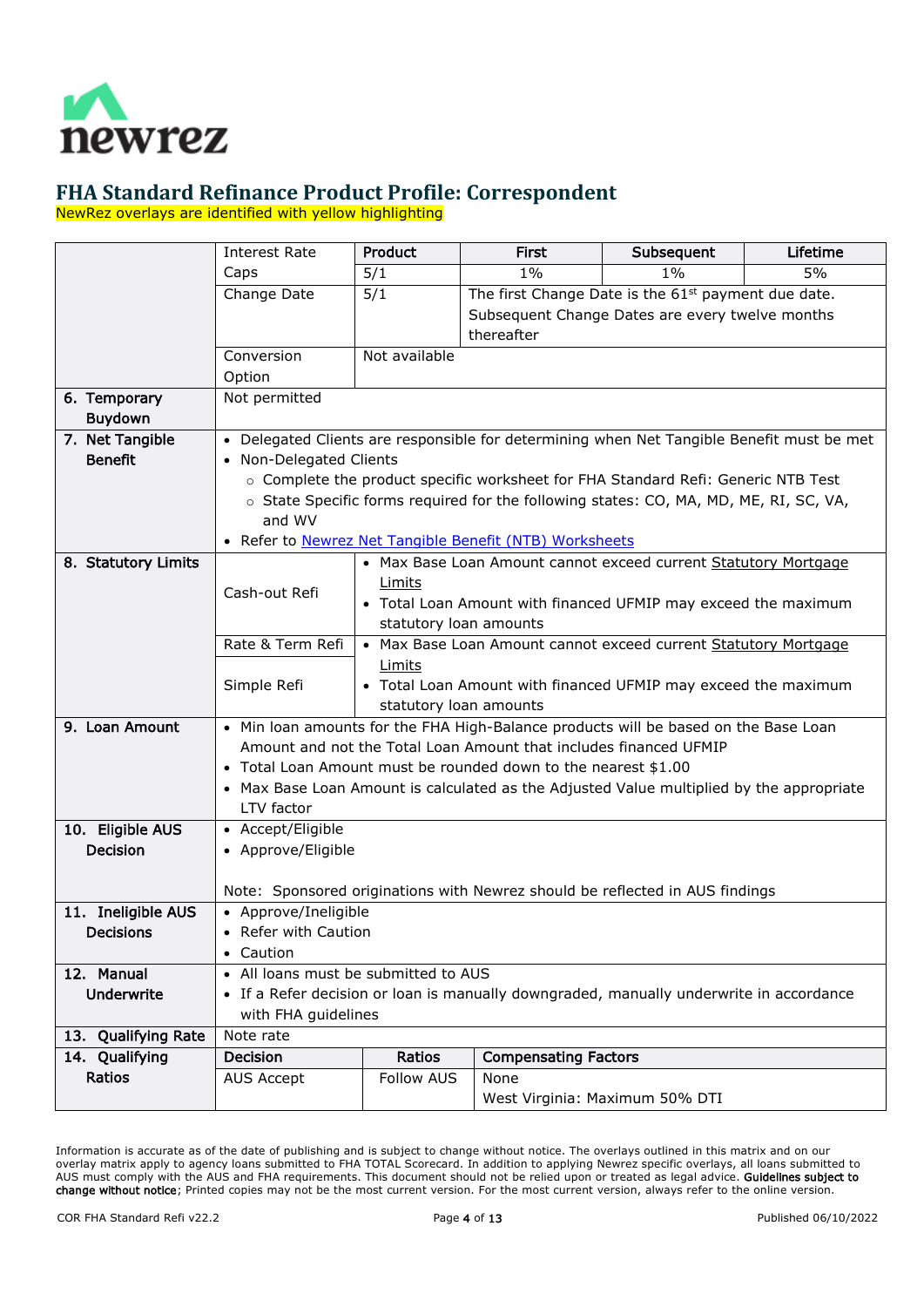# FHA Standard Refinance Product Profile: Correspondent

NewRez overlays are identified with yellow highlighting

| | | | | | |
|---|---|---|---|---|---|
| | Interest Rate Caps | **Product** | **First** | **Subsequent** | **Lifetime** |
| | | 5/1 | 1% | 1% | 5% |
| | Change Date | 5/1 | The first Change Date is the 61st payment due date. Subsequent Change Dates are every twelve months thereafter | | |
| | Conversion Option | Not available | | | |
| **6. Temporary Buydown** | Not permitted | | | | |
| **7. Net Tangible Benefit** | • Delegated Clients are responsible for determining when Net Tangible Benefit must be met<br>• Non-Delegated Clients<br>  ○ Complete the product specific worksheet for FHA Standard Refi: Generic NTB Test<br>  ○ State Specific forms required for the following states: CO, MA, MD, ME, RI, SC, VA, and WV<br>• Refer to Newrez Net Tangible Benefit (NTB) Worksheets | | | | |
| **8. Statutory Limits** | Cash-out Refi | • Max Base Loan Amount cannot exceed current Statutory Mortgage Limits<br>• Total Loan Amount with financed UFMIP may exceed the maximum statutory loan amounts | | | |
| | Rate & Term Refi<br><br>Simple Refi | • Max Base Loan Amount cannot exceed current Statutory Mortgage Limits<br>• Total Loan Amount with financed UFMIP may exceed the maximum statutory loan amounts | | | |
| **9. Loan Amount** | • Min loan amounts for the FHA High-Balance products will be based on the Base Loan Amount and not the Total Loan Amount that includes financed UFMIP<br>• Total Loan Amount must be rounded down to the nearest $1.00<br>• Max Base Loan Amount is calculated as the Adjusted Value multiplied by the appropriate LTV factor | | | | |
| **10. Eligible AUS Decision** | • Accept/Eligible<br>• Approve/Eligible<br><br>Note: Sponsored originations with Newrez should be reflected in AUS findings | | | | |
| **11. Ineligible AUS Decisions** | • Approve/Ineligible<br>• Refer with Caution<br>• Caution | | | | |
| **12. Manual Underwrite** | • All loans must be submitted to AUS<br>• If a Refer decision or loan is manually downgraded, manually underwrite in accordance with FHA guidelines | | | | |
| **13. Qualifying Rate** | Note rate | | | | |
| **14. Qualifying Ratios** | **Decision** | **Ratios** | **Compensating Factors** | | |
| | AUS Accept | Follow AUS | None<br>West Virginia: Maximum 50% DTI | | |

Information is accurate as of the date of publishing and is subject to change without notice. The overlays outlined in this matrix and on our overlay matrix apply to agency loans submitted to FHA TOTAL Scorecard. In addition to applying Newrez specific overlays, all loans submitted to AUS must comply with the AUS and FHA requirements. This document should not be relied upon or treated as legal advice. **Guidelines subject to change without notice**; Printed copies may not be the most current version. For the most current version, always refer to the online version.

COR FHA Standard Refi v22.2 | Published 06/10/2022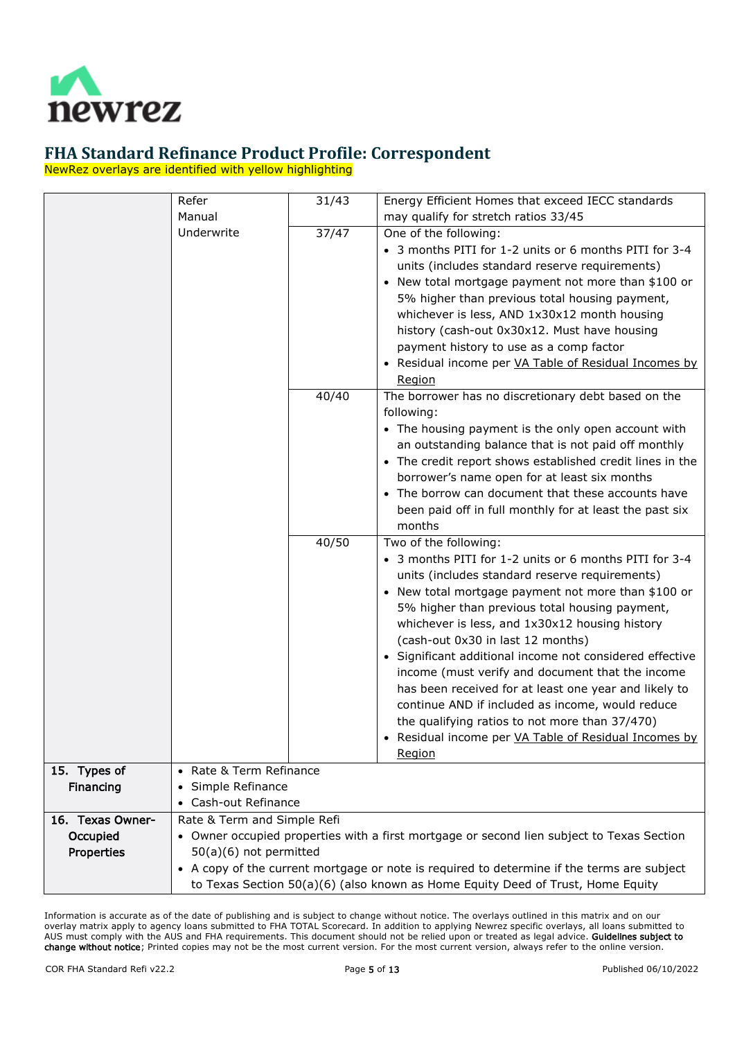# FHA Standard Refinance Product Profile: Correspondent

NewRez overlays are identified with yellow highlighting

| | | | |
|---|---|---|---|
| | Refer Manual Underwrite | 31/43 | Energy Efficient Homes that exceed IECC standards may qualify for stretch ratios 33/45 |
| | | 37/47 | One of the following:<br>• 3 months PITI for 1-2 units or 6 months PITI for 3-4 units (includes standard reserve requirements)<br>• New total mortgage payment not more than $100 or 5% higher than previous total housing payment, whichever is less, AND 1x30x12 month housing history (cash-out 0x30x12. Must have housing payment history to use as a comp factor<br>• Residual income per VA Table of Residual Incomes by Region |
| | | 40/40 | The borrower has no discretionary debt based on the following:<br>• The housing payment is the only open account with an outstanding balance that is not paid off monthly<br>• The credit report shows established credit lines in the borrower's name open for at least six months<br>• The borrow can document that these accounts have been paid off in full monthly for at least the past six months |
| | | 40/50 | Two of the following:<br>• 3 months PITI for 1-2 units or 6 months PITI for 3-4 units (includes standard reserve requirements)<br>• New total mortgage payment not more than $100 or 5% higher than previous total housing payment, whichever is less, and 1x30x12 housing history (cash-out 0x30 in last 12 months)<br>• Significant additional income not considered effective income (must verify and document that the income has been received for at least one year and likely to continue AND if included as income, would reduce the qualifying ratios to not more than 37/470)<br>• Residual income per VA Table of Residual Incomes by Region |
| **15. Types of Financing** | • Rate & Term Refinance<br>• Simple Refinance<br>• Cash-out Refinance | | |
| **16. Texas Owner-Occupied Properties** | Rate & Term and Simple Refi<br>• Owner occupied properties with a first mortgage or second lien subject to Texas Section 50(a)(6) not permitted<br>• A copy of the current mortgage or note is required to determine if the terms are subject to Texas Section 50(a)(6) (also known as Home Equity Deed of Trust, Home Equity | | |

Information is accurate as of the date of publishing and is subject to change without notice. The overlays outlined in this matrix and on our overlay matrix apply to agency loans submitted to FHA TOTAL Scorecard. In addition to applying Newrez specific overlays, all loans submitted to AUS must comply with the AUS and FHA requirements. This document should not be relied upon or treated as legal advice. **Guidelines subject to change without notice**; Printed copies may not be the most current version. For the most current version, always refer to the online version.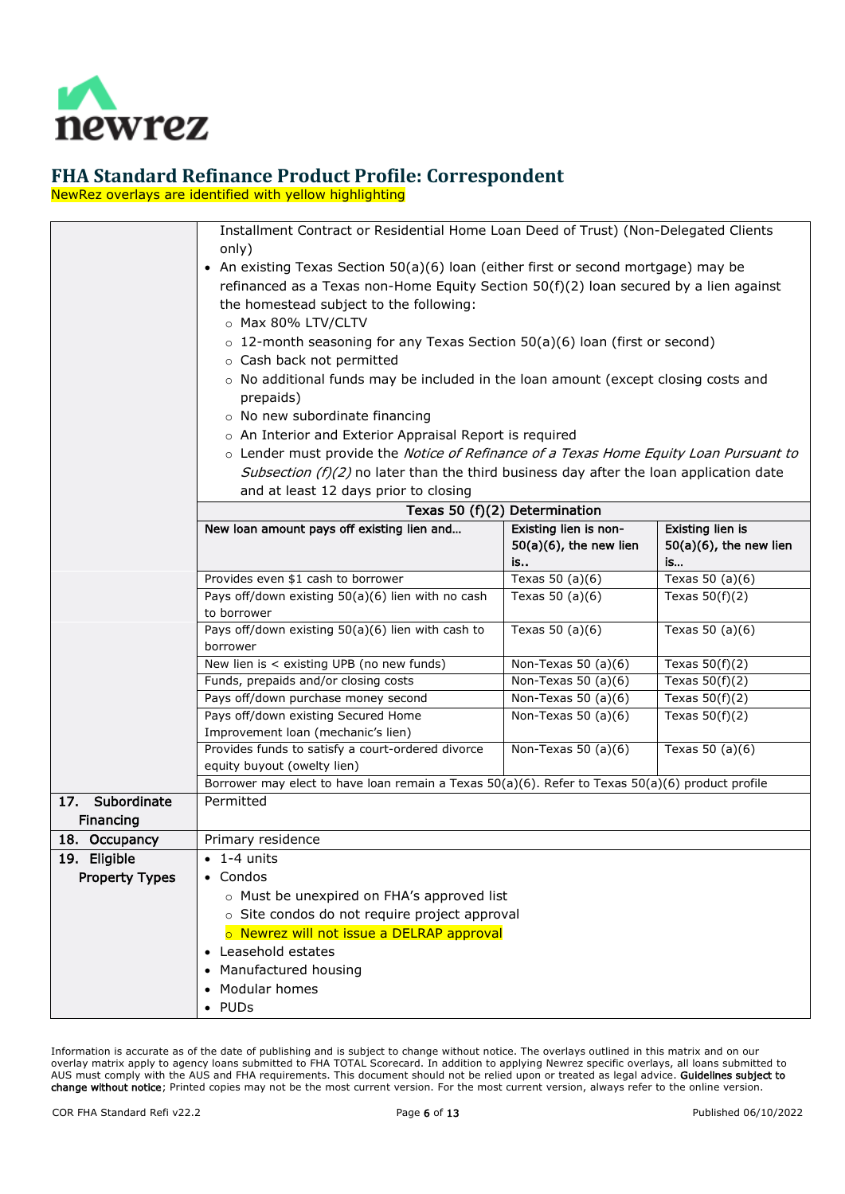# FHA Standard Refinance Product Profile: Correspondent

NewRez overlays are identified with yellow highlighting

| | |
|---|---|
| | Installment Contract or Residential Home Loan Deed of Trust) (Non-Delegated Clients only)<br>• An existing Texas Section 50(a)(6) loan (either first or second mortgage) may be refinanced as a Texas non-Home Equity Section 50(f)(2) loan secured by a lien against the homestead subject to the following:<br>  ○ Max 80% LTV/CLTV<br>  ○ 12-month seasoning for any Texas Section 50(a)(6) loan (first or second)<br>  ○ Cash back not permitted<br>  ○ No additional funds may be included in the loan amount (except closing costs and prepaids)<br>  ○ No new subordinate financing<br>  ○ An Interior and Exterior Appraisal Report is required<br>  ○ Lender must provide the *Notice of Refinance of a Texas Home Equity Loan Pursuant to Subsection (f)(2)* no later than the third business day after the loan application date and at least 12 days prior to closing |

**Texas 50 (f)(2) Determination**

| New loan amount pays off existing lien and… | Existing lien is non-50(a)(6), the new lien is.. | Existing lien is 50(a)(6), the new lien is… |
|---|---|---|
| Provides even $1 cash to borrower | Texas 50 (a)(6) | Texas 50 (a)(6) |
| Pays off/down existing 50(a)(6) lien with no cash to borrower | Texas 50 (a)(6) | Texas 50(f)(2) |
| Pays off/down existing 50(a)(6) lien with cash to borrower | Texas 50 (a)(6) | Texas 50 (a)(6) |
| New lien is < existing UPB (no new funds) | Non-Texas 50 (a)(6) | Texas 50(f)(2) |
| Funds, prepaids and/or closing costs | Non-Texas 50 (a)(6) | Texas 50(f)(2) |
| Pays off/down purchase money second | Non-Texas 50 (a)(6) | Texas 50(f)(2) |
| Pays off/down existing Secured Home Improvement loan (mechanic's lien) | Non-Texas 50 (a)(6) | Texas 50(f)(2) |
| Provides funds to satisfy a court-ordered divorce equity buyout (owelty lien) | Non-Texas 50 (a)(6) | Texas 50 (a)(6) |
| Borrower may elect to have loan remain a Texas 50(a)(6). Refer to Texas 50(a)(6) product profile | | |

| | |
|---|---|
| **17. Subordinate Financing** | Permitted |
| **18. Occupancy** | Primary residence |
| **19. Eligible Property Types** | • 1-4 units<br>• Condos<br>  ○ Must be unexpired on FHA's approved list<br>  ○ Site condos do not require project approval<br>  ○ Newrez will not issue a DELRAP approval<br>• Leasehold estates<br>• Manufactured housing<br>• Modular homes<br>• PUDs |

Information is accurate as of the date of publishing and is subject to change without notice. The overlays outlined in this matrix and on our overlay matrix apply to agency loans submitted to FHA TOTAL Scorecard. In addition to applying Newrez specific overlays, all loans submitted to AUS must comply with the AUS and FHA requirements. This document should not be relied upon or treated as legal advice. **Guidelines subject to change without notice**; Printed copies may not be the most current version. For the most current version, always refer to the online version.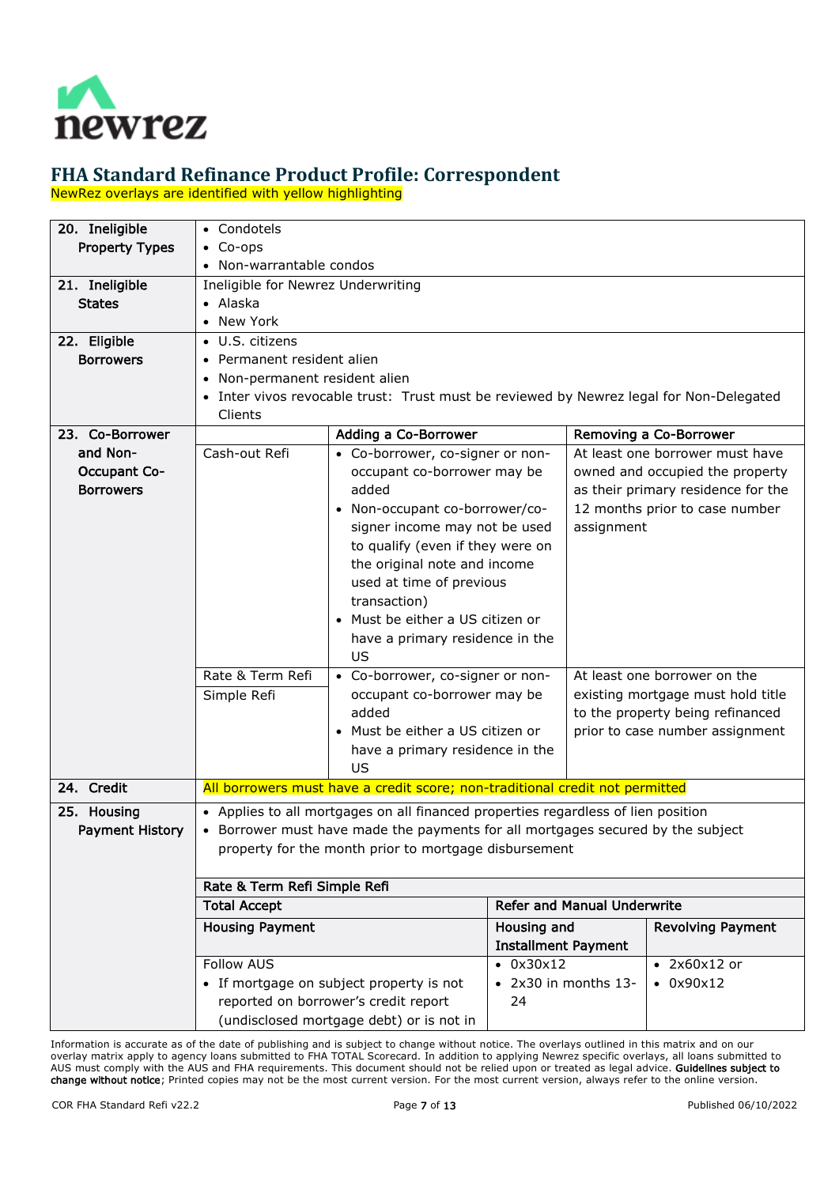# FHA Standard Refinance Product Profile: Correspondent

NewRez overlays are identified with yellow highlighting

| | | | | |
|---|---|---|---|---|
| 20. Ineligible Property Types | • Condotels<br>• Co-ops<br>• Non-warrantable condos | | | |
| 21. Ineligible States | Ineligible for Newrez Underwriting<br>• Alaska<br>• New York | | | |
| 22. Eligible Borrowers | • U.S. citizens<br>• Permanent resident alien<br>• Non-permanent resident alien<br>• Inter vivos revocable trust: Trust must be reviewed by Newrez legal for Non-Delegated Clients | | | |
| 23. Co-Borrower and Non-Occupant Co-Borrowers | | **Adding a Co-Borrower** | **Removing a Co-Borrower** | |
| | Cash-out Refi | • Co-borrower, co-signer or non-occupant co-borrower may be added<br>• Non-occupant co-borrower/co-signer income may not be used to qualify (even if they were on the original note and income used at time of previous transaction)<br>• Must be either a US citizen or have a primary residence in the US | At least one borrower must have owned and occupied the property as their primary residence for the 12 months prior to case number assignment | |
| | Rate & Term Refi<br>Simple Refi | • Co-borrower, co-signer or non-occupant co-borrower may be added<br>• Must be either a US citizen or have a primary residence in the US | At least one borrower on the existing mortgage must hold title to the property being refinanced prior to case number assignment | |
| 24. Credit | All borrowers must have a credit score; non-traditional credit not permitted | | | |
| 25. Housing Payment History | • Applies to all mortgages on all financed properties regardless of lien position<br>• Borrower must have made the payments for all mortgages secured by the subject property for the month prior to mortgage disbursement | | | |
| | **Rate & Term Refi Simple Refi** | | | |
| | **Total Accept** | | **Refer and Manual Underwrite** | |
| | **Housing Payment** | | **Housing and Installment Payment** | **Revolving Payment** |
| | Follow AUS<br>• If mortgage on subject property is not reported on borrower's credit report (undisclosed mortgage debt) or is not in | | • 0x30x12<br>• 2x30 in months 13-24 | • 2x60x12 or<br>• 0x90x12 |

Information is accurate as of the date of publishing and is subject to change without notice. The overlays outlined in this matrix and on our overlay matrix apply to agency loans submitted to FHA TOTAL Scorecard. In addition to applying Newrez specific overlays, all loans submitted to AUS must comply with the AUS and FHA requirements. This document should not be relied upon or treated as legal advice. **Guidelines subject to change without notice**; Printed copies may not be the most current version. For the most current version, always refer to the online version.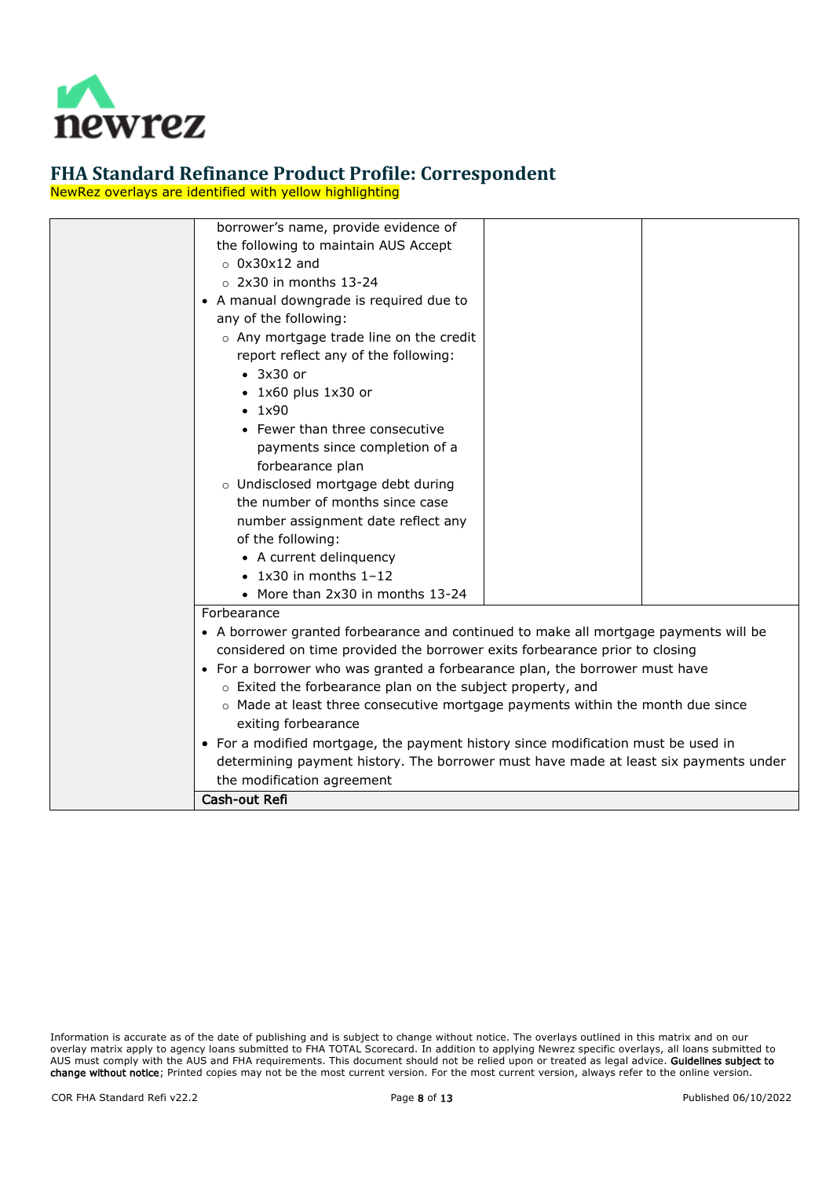# FHA Standard Refinance Product Profile: Correspondent

NewRez overlays are identified with yellow highlighting

| | | | |
|---|---|---|---|
| | borrower's name, provide evidence of the following to maintain AUS Accept<br>◦ 0x30x12 and<br>◦ 2x30 in months 13-24<br>• A manual downgrade is required due to any of the following:<br>◦ Any mortgage trade line on the credit report reflect any of the following:<br>▪ 3x30 or<br>▪ 1x60 plus 1x30 or<br>▪ 1x90<br>▪ Fewer than three consecutive payments since completion of a forbearance plan<br>◦ Undisclosed mortgage debt during the number of months since case number assignment date reflect any of the following:<br>▪ A current delinquency<br>▪ 1x30 in months 1–12<br>▪ More than 2x30 in months 13-24 | | |
| | Forbearance<br>• A borrower granted forbearance and continued to make all mortgage payments will be considered on time provided the borrower exits forbearance prior to closing<br>• For a borrower who was granted a forbearance plan, the borrower must have<br>◦ Exited the forbearance plan on the subject property, and<br>◦ Made at least three consecutive mortgage payments within the month due since exiting forbearance<br>• For a modified mortgage, the payment history since modification must be used in determining payment history. The borrower must have made at least six payments under the modification agreement | | |
| | **Cash-out Refi** | | |

Information is accurate as of the date of publishing and is subject to change without notice. The overlays outlined in this matrix and on our overlay matrix apply to agency loans submitted to FHA TOTAL Scorecard. In addition to applying Newrez specific overlays, all loans submitted to AUS must comply with the AUS and FHA requirements. This document should not be relied upon or treated as legal advice. **Guidelines subject to change without notice**; Printed copies may not be the most current version. For the most current version, always refer to the online version.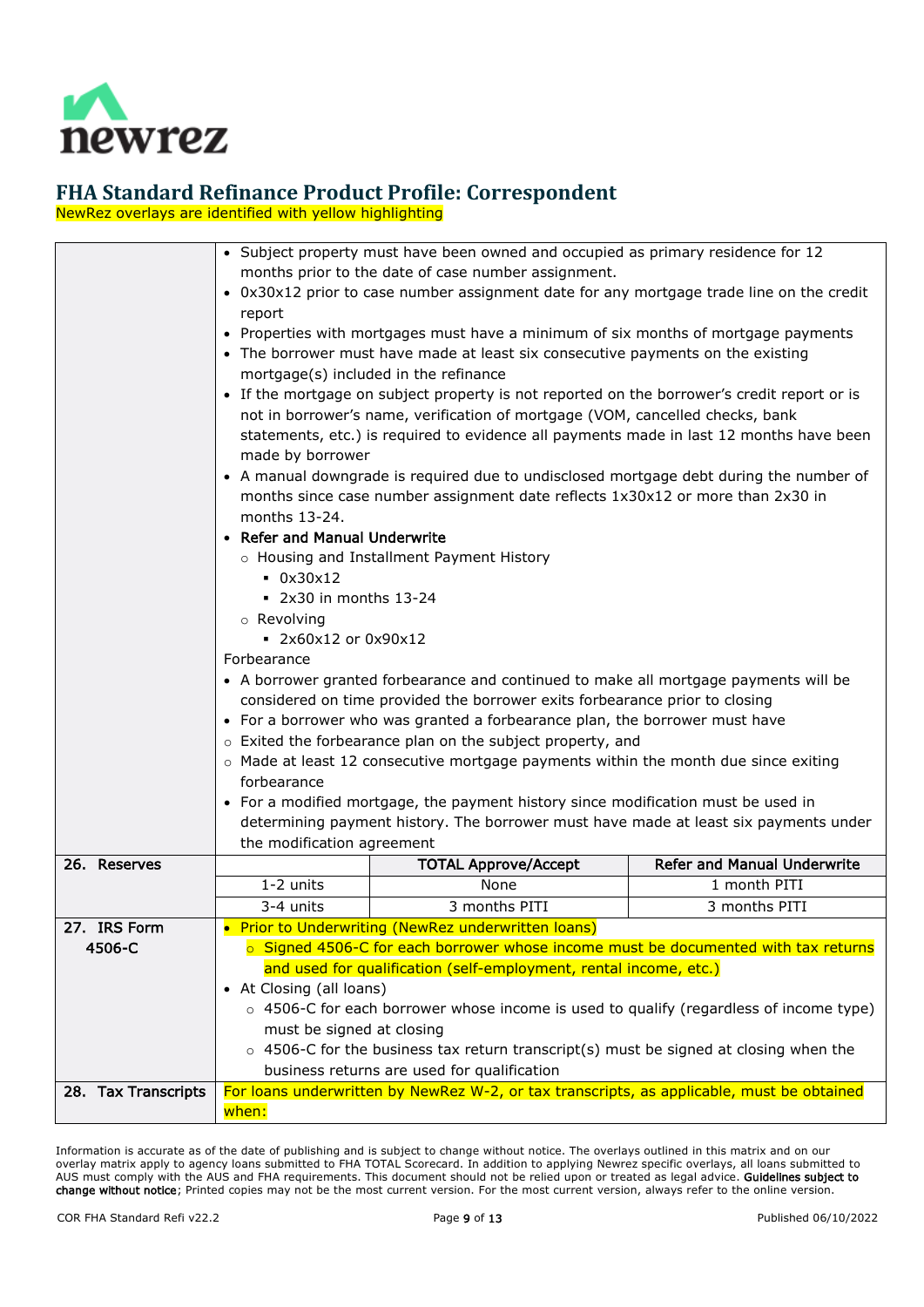# FHA Standard Refinance Product Profile: Correspondent

NewRez overlays are identified with yellow highlighting

| | | | |
|---|---|---|---|
| | • Subject property must have been owned and occupied as primary residence for 12 months prior to the date of case number assignment.<br>• 0x30x12 prior to case number assignment date for any mortgage trade line on the credit report<br>• Properties with mortgages must have a minimum of six months of mortgage payments<br>• The borrower must have made at least six consecutive payments on the existing mortgage(s) included in the refinance<br>• If the mortgage on subject property is not reported on the borrower's credit report or is not in borrower's name, verification of mortgage (VOM, cancelled checks, bank statements, etc.) is required to evidence all payments made in last 12 months have been made by borrower<br>• A manual downgrade is required due to undisclosed mortgage debt during the number of months since case number assignment date reflects 1x30x12 or more than 2x30 in months 13-24.<br>• **Refer and Manual Underwrite**<br>  ○ Housing and Installment Payment History<br>    ▪ 0x30x12<br>    ▪ 2x30 in months 13-24<br>  ○ Revolving<br>    ▪ 2x60x12 or 0x90x12<br>Forbearance<br>• A borrower granted forbearance and continued to make all mortgage payments will be considered on time provided the borrower exits forbearance prior to closing<br>• For a borrower who was granted a forbearance plan, the borrower must have<br>○ Exited the forbearance plan on the subject property, and<br>○ Made at least 12 consecutive mortgage payments within the month due since exiting forbearance<br>• For a modified mortgage, the payment history since modification must be used in determining payment history. The borrower must have made at least six payments under the modification agreement | | |
| **26. Reserves** | | **TOTAL Approve/Accept** | **Refer and Manual Underwrite** |
| | 1-2 units | None | 1 month PITI |
| | 3-4 units | 3 months PITI | 3 months PITI |
| **27. IRS Form 4506-C** | • Prior to Underwriting (NewRez underwritten loans)<br>  ○ Signed 4506-C for each borrower whose income must be documented with tax returns and used for qualification (self-employment, rental income, etc.)<br>• At Closing (all loans)<br>  ○ 4506-C for each borrower whose income is used to qualify (regardless of income type) must be signed at closing<br>  ○ 4506-C for the business tax return transcript(s) must be signed at closing when the business returns are used for qualification | | |
| **28. Tax Transcripts** | For loans underwritten by NewRez W-2, or tax transcripts, as applicable, must be obtained when: | | |

Information is accurate as of the date of publishing and is subject to change without notice. The overlays outlined in this matrix and on our overlay matrix apply to agency loans submitted to FHA TOTAL Scorecard. In addition to applying Newrez specific overlays, all loans submitted to AUS must comply with the AUS and FHA requirements. This document should not be relied upon or treated as legal advice. **Guidelines subject to change without notice**; Printed copies may not be the most current version. For the most current version, always refer to the online version.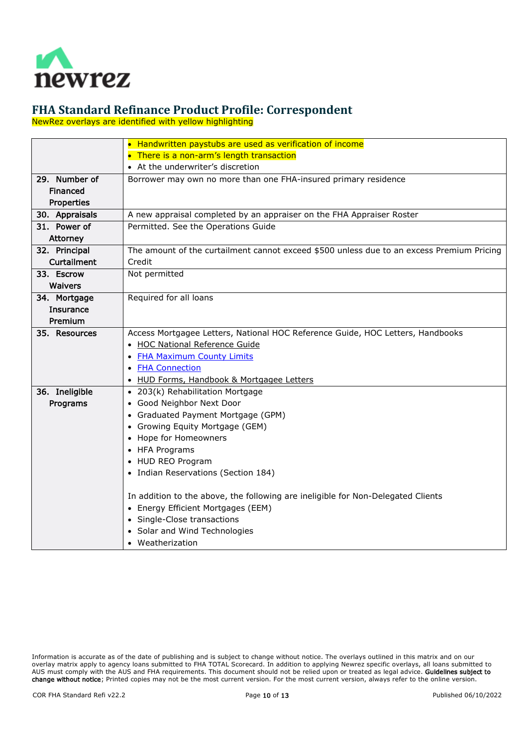# FHA Standard Refinance Product Profile: Correspondent

NewRez overlays are identified with yellow highlighting

| | |
|---|---|
| | • Handwritten paystubs are used as verification of income<br>• There is a non-arm's length transaction<br>• At the underwriter's discretion |
| 29. Number of Financed Properties | Borrower may own no more than one FHA-insured primary residence |
| 30. Appraisals | A new appraisal completed by an appraiser on the FHA Appraiser Roster |
| 31. Power of Attorney | Permitted. See the Operations Guide |
| 32. Principal Curtailment | The amount of the curtailment cannot exceed $500 unless due to an excess Premium Pricing Credit |
| 33. Escrow Waivers | Not permitted |
| 34. Mortgage Insurance Premium | Required for all loans |
| 35. Resources | Access Mortgagee Letters, National HOC Reference Guide, HOC Letters, Handbooks<br>• HOC National Reference Guide<br>• FHA Maximum County Limits<br>• FHA Connection<br>• HUD Forms, Handbook & Mortgagee Letters |
| 36. Ineligible Programs | • 203(k) Rehabilitation Mortgage<br>• Good Neighbor Next Door<br>• Graduated Payment Mortgage (GPM)<br>• Growing Equity Mortgage (GEM)<br>• Hope for Homeowners<br>• HFA Programs<br>• HUD REO Program<br>• Indian Reservations (Section 184)<br><br>In addition to the above, the following are ineligible for Non-Delegated Clients<br>• Energy Efficient Mortgages (EEM)<br>• Single-Close transactions<br>• Solar and Wind Technologies<br>• Weatherization |

Information is accurate as of the date of publishing and is subject to change without notice. The overlays outlined in this matrix and on our overlay matrix apply to agency loans submitted to FHA TOTAL Scorecard. In addition to applying Newrez specific overlays, all loans submitted to AUS must comply with the AUS and FHA requirements. This document should not be relied upon or treated as legal advice. **Guidelines subject to change without notice**; Printed copies may not be the most current version. For the most current version, always refer to the online version.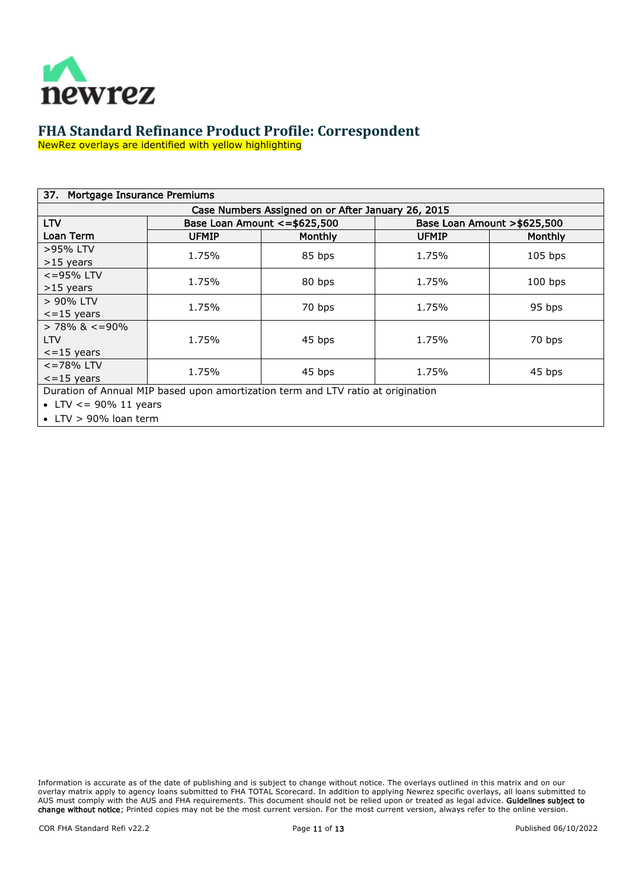# FHA Standard Refinance Product Profile: Correspondent

NewRez overlays are identified with yellow highlighting

| 37. Mortgage Insurance Premiums | | | | |
|---|---|---|---|---|
| Case Numbers Assigned on or After January 26, 2015 | | | | |
| LTV | Base Loan Amount <=$625,500 | | Base Loan Amount >$625,500 | |
| Loan Term | UFMIP | Monthly | UFMIP | Monthly |
| >95% LTV >15 years | 1.75% | 85 bps | 1.75% | 105 bps |
| <=95% LTV >15 years | 1.75% | 80 bps | 1.75% | 100 bps |
| > 90% LTV <=15 years | 1.75% | 70 bps | 1.75% | 95 bps |
| > 78% & <=90% LTV <=15 years | 1.75% | 45 bps | 1.75% | 70 bps |
| <=78% LTV <=15 years | 1.75% | 45 bps | 1.75% | 45 bps |
| Duration of Annual MIP based upon amortization term and LTV ratio at origination<br>• LTV <= 90% 11 years<br>• LTV > 90% loan term | | | | |

Information is accurate as of the date of publishing and is subject to change without notice. The overlays outlined in this matrix and on our overlay matrix apply to agency loans submitted to FHA TOTAL Scorecard. In addition to applying Newrez specific overlays, all loans submitted to AUS must comply with the AUS and FHA requirements. This document should not be relied upon or treated as legal advice. **Guidelines subject to change without notice**; Printed copies may not be the most current version. For the most current version, always refer to the online version.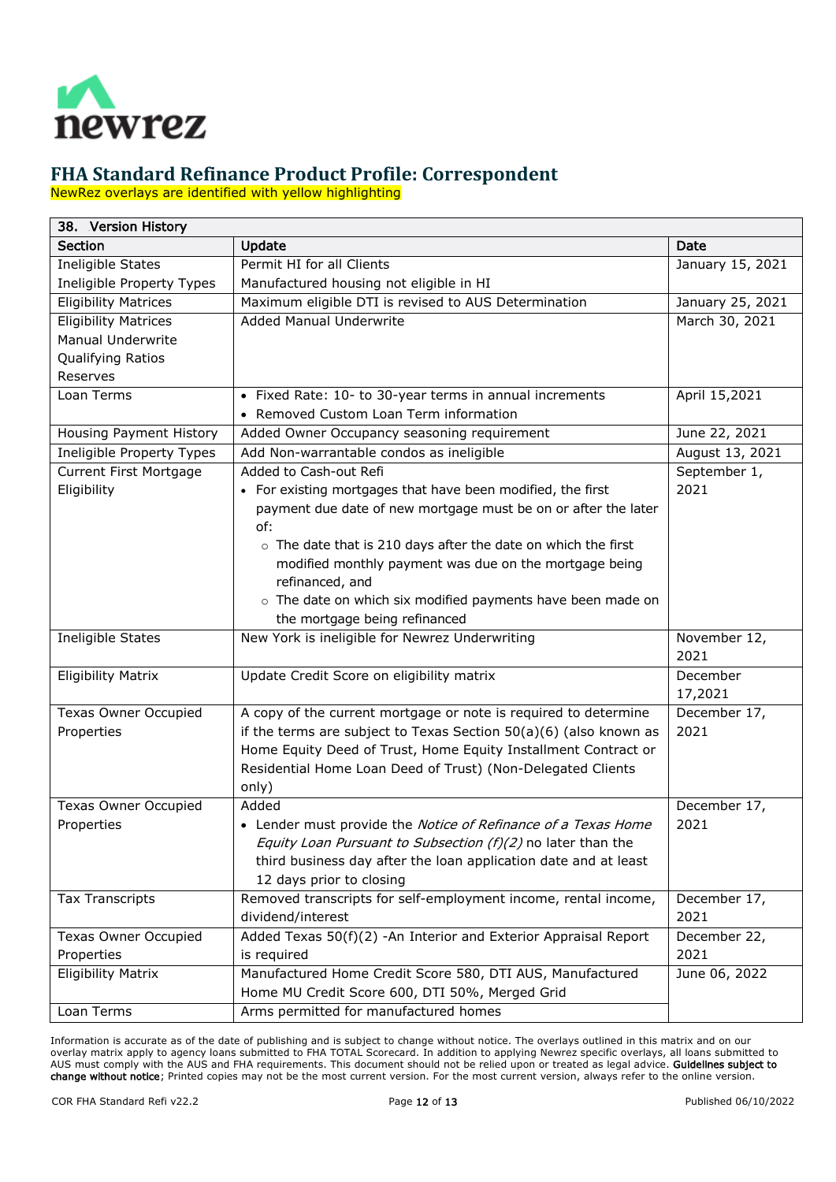# FHA Standard Refinance Product Profile: Correspondent

NewRez overlays are identified with yellow highlighting

| 38. Version History | | |
|---|---|---|
| **Section** | **Update** | **Date** |
| Ineligible States<br>Ineligible Property Types | Permit HI for all Clients<br>Manufactured housing not eligible in HI | January 15, 2021 |
| Eligibility Matrices | Maximum eligible DTI is revised to AUS Determination | January 25, 2021 |
| Eligibility Matrices<br>Manual Underwrite<br>Qualifying Ratios<br>Reserves | Added Manual Underwrite | March 30, 2021 |
| Loan Terms | • Fixed Rate: 10- to 30-year terms in annual increments<br>• Removed Custom Loan Term information | April 15,2021 |
| Housing Payment History | Added Owner Occupancy seasoning requirement | June 22, 2021 |
| Ineligible Property Types | Add Non-warrantable condos as ineligible | August 13, 2021 |
| Current First Mortgage Eligibility | Added to Cash-out Refi<br>• For existing mortgages that have been modified, the first payment due date of new mortgage must be on or after the later of:<br>○ The date that is 210 days after the date on which the first modified monthly payment was due on the mortgage being refinanced, and<br>○ The date on which six modified payments have been made on the mortgage being refinanced | September 1, 2021 |
| Ineligible States | New York is ineligible for Newrez Underwriting | November 12, 2021 |
| Eligibility Matrix | Update Credit Score on eligibility matrix | December 17,2021 |
| Texas Owner Occupied Properties | A copy of the current mortgage or note is required to determine if the terms are subject to Texas Section 50(a)(6) (also known as Home Equity Deed of Trust, Home Equity Installment Contract or Residential Home Loan Deed of Trust) (Non-Delegated Clients only) | December 17, 2021 |
| Texas Owner Occupied Properties | Added<br>• Lender must provide the *Notice of Refinance of a Texas Home Equity Loan Pursuant to Subsection (f)(2)* no later than the third business day after the loan application date and at least 12 days prior to closing | December 17, 2021 |
| Tax Transcripts | Removed transcripts for self-employment income, rental income, dividend/interest | December 17, 2021 |
| Texas Owner Occupied Properties | Added Texas 50(f)(2) -An Interior and Exterior Appraisal Report is required | December 22, 2021 |
| Eligibility Matrix | Manufactured Home Credit Score 580, DTI AUS, Manufactured Home MU Credit Score 600, DTI 50%, Merged Grid | June 06, 2022 |
| Loan Terms | Arms permitted for manufactured homes | |

Information is accurate as of the date of publishing and is subject to change without notice. The overlays outlined in this matrix and on our overlay matrix apply to agency loans submitted to FHA TOTAL Scorecard. In addition to applying Newrez specific overlays, all loans submitted to AUS must comply with the AUS and FHA requirements. This document should not be relied upon or treated as legal advice. **Guidelines subject to change without notice**; Printed copies may not be the most current version. For the most current version, always refer to the online version.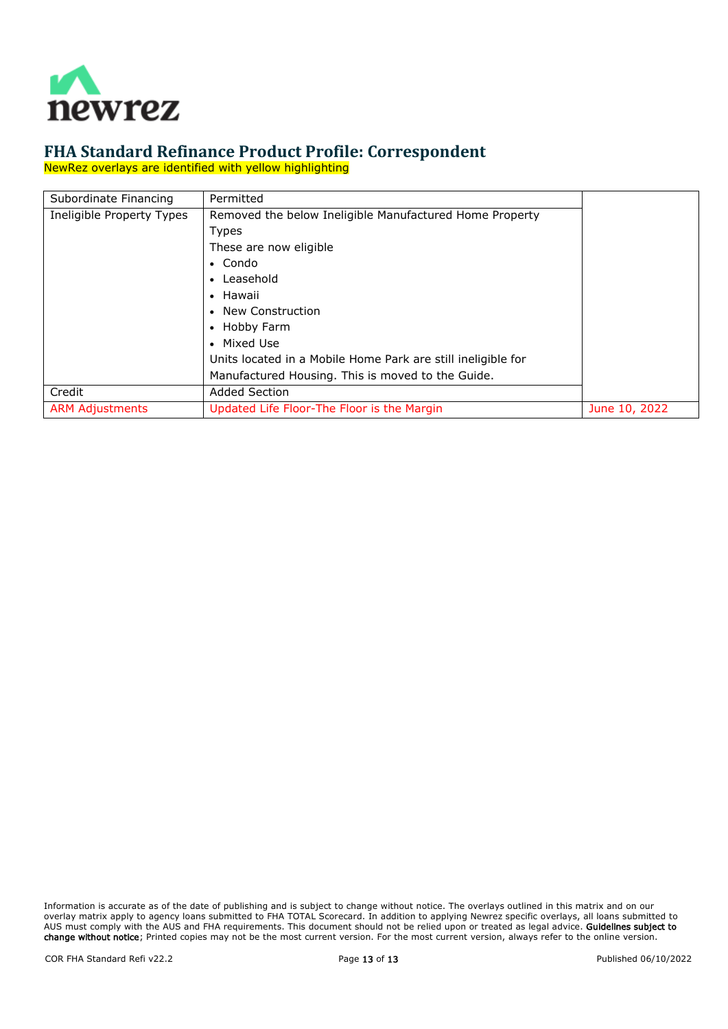newrez

## FHA Standard Refinance Product Profile: Correspondent

NewRez overlays are identified with yellow highlighting

| | | |
|---|---|---|
| Subordinate Financing | Permitted | |
| Ineligible Property Types | Removed the below Ineligible Manufactured Home Property Types<br>These are now eligible<br>• Condo<br>• Leasehold<br>• Hawaii<br>• New Construction<br>• Hobby Farm<br>• Mixed Use<br>Units located in a Mobile Home Park are still ineligible for Manufactured Housing. This is moved to the Guide. | |
| Credit | Added Section | |
| ARM Adjustments | Updated Life Floor-The Floor is the Margin | June 10, 2022 |

Information is accurate as of the date of publishing and is subject to change without notice. The overlays outlined in this matrix and on our overlay matrix apply to agency loans submitted to FHA TOTAL Scorecard. In addition to applying Newrez specific overlays, all loans submitted to AUS must comply with the AUS and FHA requirements. This document should not be relied upon or treated as legal advice. **Guidelines subject to change without notice**; Printed copies may not be the most current version. For the most current version, always refer to the online version.